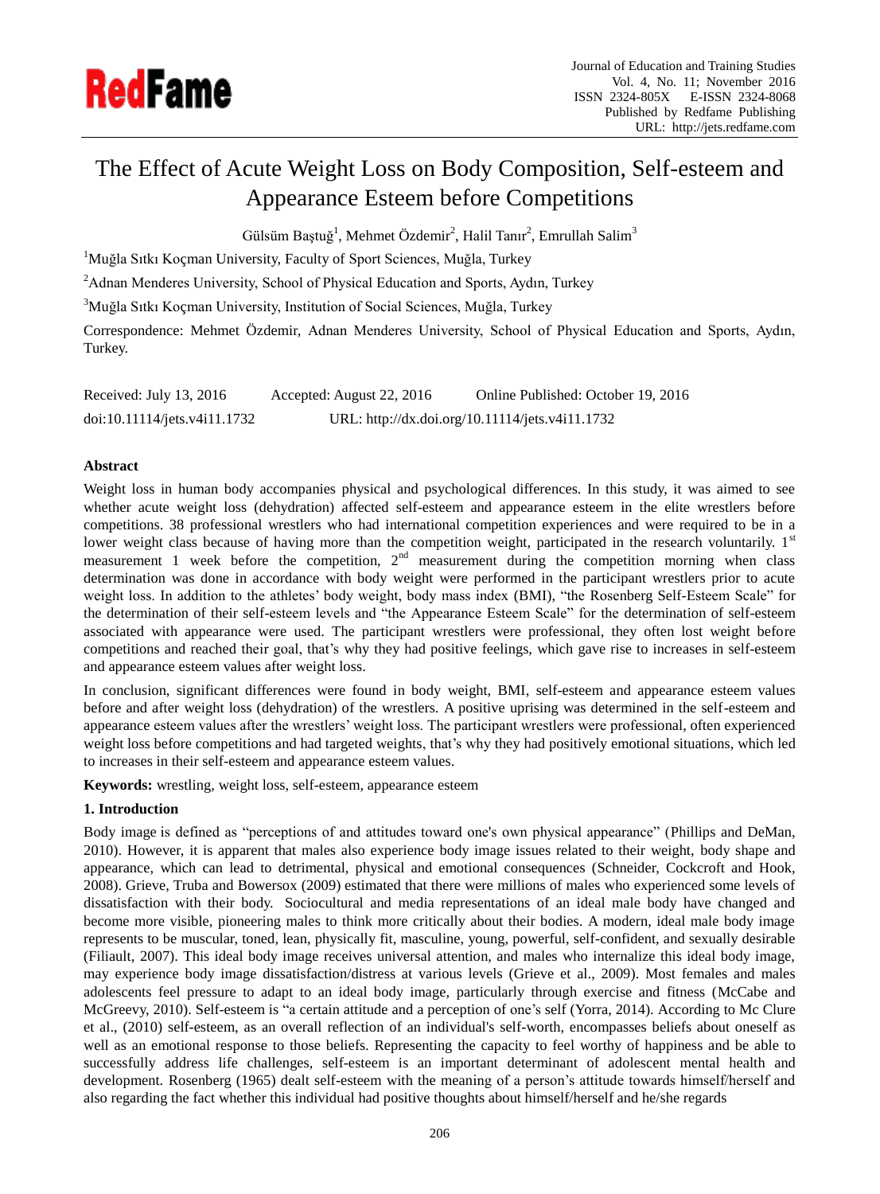# The Effect of Acute Weight Loss on Body Composition, Self-esteem and Appearance Esteem before Competitions

Gülsüm Baştuğ[1], Mehmet Özdemir[2], Halil Tanır[2], Emrullah Salim[3]

[1]Muğla Sıtkı Koçman University, Faculty of Sport Sciences, Muğla, Turkey

[2]Adnan Menderes University, School of Physical Education and Sports, Aydın, Turkey

[3]Muğla Sıtkı Koçman University, Institution of Social Sciences, Muğla, Turkey

Correspondence: Mehmet Özdemir, Adnan Menderes University, School of Physical Education and Sports, Aydın, Turkey.

Received: July 13, 2016 Accepted: August 22, 2016 Online Published: October 19, 2016

doi:10.11114/jets.v4i11.1732 URL: http://dx.doi.org/10.11114/jets.v4i11.1732

**Abstract**

Weight loss in human body accompanies physical and psychological differences. In this study, it was aimed to see whether acute weight loss (dehydration) affected self-esteem and appearance esteem in the elite wrestlers before competitions. 38 professional wrestlers who had international competition experiences and were required to be in a lower weight class because of having more than the competition weight, participated in the research voluntarily. 1st measurement 1 week before the competition, 2nd measurement during the competition morning when class determination was done in accordance with body weight were performed in the participant wrestlers prior to acute weight loss. In addition to the athletes' body weight, body mass index (BMI), "the Rosenberg Self-Esteem Scale" for the determination of their self-esteem levels and "the Appearance Esteem Scale" for the determination of self-esteem associated with appearance were used. The participant wrestlers were professional, they often lost weight before competitions and reached their goal, that's why they had positive feelings, which gave rise to increases in self-esteem and appearance esteem values after weight loss.

In conclusion, significant differences were found in body weight, BMI, self-esteem and appearance esteem values before and after weight loss (dehydration) of the wrestlers. A positive uprising was determined in the self-esteem and appearance esteem values after the wrestlers' weight loss. The participant wrestlers were professional, often experienced weight loss before competitions and had targeted weights, that's why they had positively emotional situations, which led to increases in their self-esteem and appearance esteem values.

**Keywords:** wrestling, weight loss, self-esteem, appearance esteem

## 1. Introduction

Body image is defined as "perceptions of and attitudes toward one's own physical appearance" (Phillips and DeMan, 2010). However, it is apparent that males also experience body image issues related to their weight, body shape and appearance, which can lead to detrimental, physical and emotional consequences (Schneider, Cockcroft and Hook, 2008). Grieve, Truba and Bowersox (2009) estimated that there were millions of males who experienced some levels of dissatisfaction with their body. Sociocultural and media representations of an ideal male body have changed and become more visible, pioneering males to think more critically about their bodies. A modern, ideal male body image represents to be muscular, toned, lean, physically fit, masculine, young, powerful, self-confident, and sexually desirable (Filiault, 2007). This ideal body image receives universal attention, and males who internalize this ideal body image, may experience body image dissatisfaction/distress at various levels (Grieve et al., 2009). Most females and males adolescents feel pressure to adapt to an ideal body image, particularly through exercise and fitness (McCabe and McGreevy, 2010). Self-esteem is "a certain attitude and a perception of one's self (Yorra, 2014). According to Mc Clure et al., (2010) self-esteem, as an overall reflection of an individual's self-worth, encompasses beliefs about oneself as well as an emotional response to those beliefs. Representing the capacity to feel worthy of happiness and be able to successfully address life challenges, self-esteem is an important determinant of adolescent mental health and development. Rosenberg (1965) dealt self-esteem with the meaning of a person's attitude towards himself/herself and also regarding the fact whether this individual had positive thoughts about himself/herself and he/she regards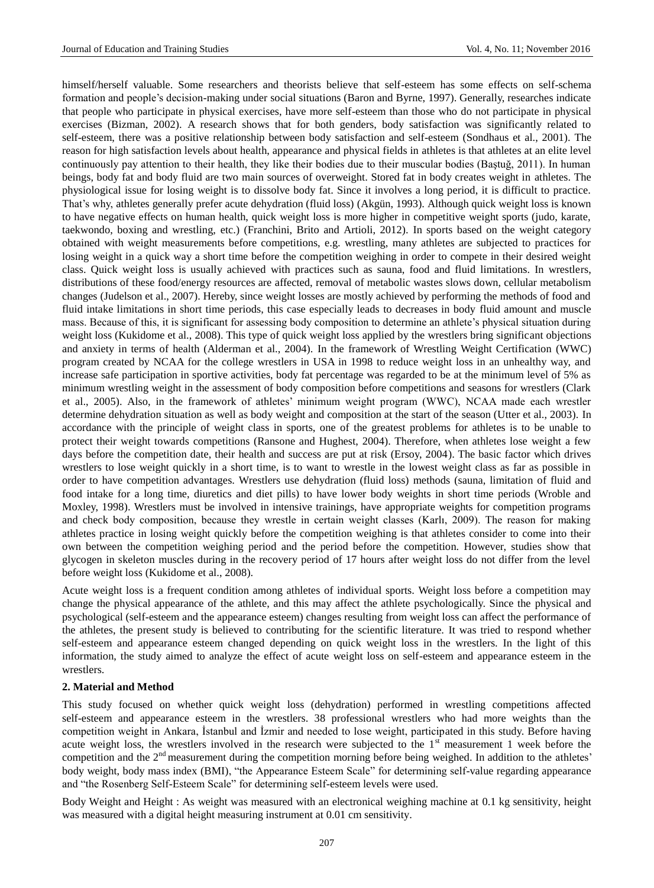himself/herself valuable. Some researchers and theorists believe that self-esteem has some effects on self-schema formation and people's decision-making under social situations (Baron and Byrne, 1997). Generally, researches indicate that people who participate in physical exercises, have more self-esteem than those who do not participate in physical exercises (Bizman, 2002). A research shows that for both genders, body satisfaction was significantly related to self-esteem, there was a positive relationship between body satisfaction and self-esteem (Sondhaus et al., 2001). The reason for high satisfaction levels about health, appearance and physical fields in athletes is that athletes at an elite level continuously pay attention to their health, they like their bodies due to their muscular bodies (Baştuğ, 2011). In human beings, body fat and body fluid are two main sources of overweight. Stored fat in body creates weight in athletes. The physiological issue for losing weight is to dissolve body fat. Since it involves a long period, it is difficult to practice. That's why, athletes generally prefer acute dehydration (fluid loss) (Akgün, 1993). Although quick weight loss is known to have negative effects on human health, quick weight loss is more higher in competitive weight sports (judo, karate, taekwondo, boxing and wrestling, etc.) (Franchini, Brito and Artioli, 2012). In sports based on the weight category obtained with weight measurements before competitions, e.g. wrestling, many athletes are subjected to practices for losing weight in a quick way a short time before the competition weighing in order to compete in their desired weight class. Quick weight loss is usually achieved with practices such as sauna, food and fluid limitations. In wrestlers, distributions of these food/energy resources are affected, removal of metabolic wastes slows down, cellular metabolism changes (Judelson et al., 2007). Hereby, since weight losses are mostly achieved by performing the methods of food and fluid intake limitations in short time periods, this case especially leads to decreases in body fluid amount and muscle mass. Because of this, it is significant for assessing body composition to determine an athlete's physical situation during weight loss (Kukidome et al., 2008). This type of quick weight loss applied by the wrestlers bring significant objections and anxiety in terms of health (Alderman et al., 2004). In the framework of Wrestling Weight Certification (WWC) program created by NCAA for the college wrestlers in USA in 1998 to reduce weight loss in an unhealthy way, and increase safe participation in sportive activities, body fat percentage was regarded to be at the minimum level of 5% as minimum wrestling weight in the assessment of body composition before competitions and seasons for wrestlers (Clark et al., 2005). Also, in the framework of athletes' minimum weight program (WWC), NCAA made each wrestler determine dehydration situation as well as body weight and composition at the start of the season (Utter et al., 2003). In accordance with the principle of weight class in sports, one of the greatest problems for athletes is to be unable to protect their weight towards competitions (Ransone and Hughest, 2004). Therefore, when athletes lose weight a few days before the competition date, their health and success are put at risk (Ersoy, 2004). The basic factor which drives wrestlers to lose weight quickly in a short time, is to want to wrestle in the lowest weight class as far as possible in order to have competition advantages. Wrestlers use dehydration (fluid loss) methods (sauna, limitation of fluid and food intake for a long time, diuretics and diet pills) to have lower body weights in short time periods (Wroble and Moxley, 1998). Wrestlers must be involved in intensive trainings, have appropriate weights for competition programs and check body composition, because they wrestle in certain weight classes (Karlı, 2009). The reason for making athletes practice in losing weight quickly before the competition weighing is that athletes consider to come into their own between the competition weighing period and the period before the competition. However, studies show that glycogen in skeleton muscles during in the recovery period of 17 hours after weight loss do not differ from the level before weight loss (Kukidome et al., 2008).

Acute weight loss is a frequent condition among athletes of individual sports. Weight loss before a competition may change the physical appearance of the athlete, and this may affect the athlete psychologically. Since the physical and psychological (self-esteem and the appearance esteem) changes resulting from weight loss can affect the performance of the athletes, the present study is believed to contributing for the scientific literature. It was tried to respond whether self-esteem and appearance esteem changed depending on quick weight loss in the wrestlers. In the light of this information, the study aimed to analyze the effect of acute weight loss on self-esteem and appearance esteem in the wrestlers.

## 2. Material and Method

This study focused on whether quick weight loss (dehydration) performed in wrestling competitions affected self-esteem and appearance esteem in the wrestlers. 38 professional wrestlers who had more weights than the competition weight in Ankara, İstanbul and İzmir and needed to lose weight, participated in this study. Before having acute weight loss, the wrestlers involved in the research were subjected to the 1st measurement 1 week before the competition and the 2nd measurement during the competition morning before being weighed. In addition to the athletes' body weight, body mass index (BMI), "the Appearance Esteem Scale" for determining self-value regarding appearance and "the Rosenberg Self-Esteem Scale" for determining self-esteem levels were used.

Body Weight and Height : As weight was measured with an electronical weighing machine at 0.1 kg sensitivity, height was measured with a digital height measuring instrument at 0.01 cm sensitivity.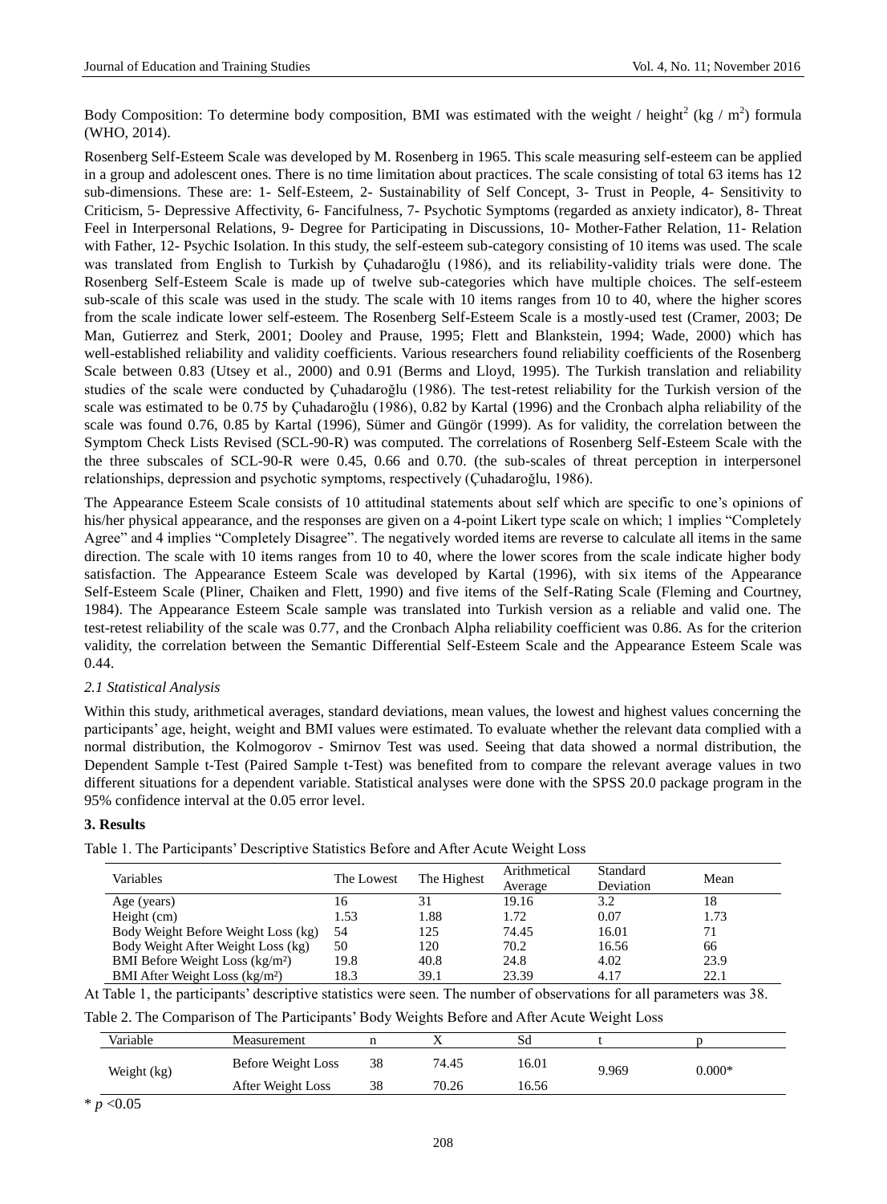Body Composition: To determine body composition, BMI was estimated with the weight / height$^2$ (kg / m$^2$) formula (WHO, 2014).

Rosenberg Self-Esteem Scale was developed by M. Rosenberg in 1965. This scale measuring self-esteem can be applied in a group and adolescent ones. There is no time limitation about practices. The scale consisting of total 63 items has 12 sub-dimensions. These are: 1- Self-Esteem, 2- Sustainability of Self Concept, 3- Trust in People, 4- Sensitivity to Criticism, 5- Depressive Affectivity, 6- Fancifulness, 7- Psychotic Symptoms (regarded as anxiety indicator), 8- Threat Feel in Interpersonal Relations, 9- Degree for Participating in Discussions, 10- Mother-Father Relation, 11- Relation with Father, 12- Psychic Isolation. In this study, the self-esteem sub-category consisting of 10 items was used. The scale was translated from English to Turkish by Çuhadaroğlu (1986), and its reliability-validity trials were done. The Rosenberg Self-Esteem Scale is made up of twelve sub-categories which have multiple choices. The self-esteem sub-scale of this scale was used in the study. The scale with 10 items ranges from 10 to 40, where the higher scores from the scale indicate lower self-esteem. The Rosenberg Self-Esteem Scale is a mostly-used test (Cramer, 2003; De Man, Gutierrez and Sterk, 2001; Dooley and Prause, 1995; Flett and Blankstein, 1994; Wade, 2000) which has well-established reliability and validity coefficients. Various researchers found reliability coefficients of the Rosenberg Scale between 0.83 (Utsey et al., 2000) and 0.91 (Berms and Lloyd, 1995). The Turkish translation and reliability studies of the scale were conducted by Çuhadaroğlu (1986). The test-retest reliability for the Turkish version of the scale was estimated to be 0.75 by Çuhadaroğlu (1986), 0.82 by Kartal (1996) and the Cronbach alpha reliability of the scale was found 0.76, 0.85 by Kartal (1996), Sümer and Güngör (1999). As for validity, the correlation between the Symptom Check Lists Revised (SCL-90-R) was computed. The correlations of Rosenberg Self-Esteem Scale with the the three subscales of SCL-90-R were 0.45, 0.66 and 0.70. (the sub-scales of threat perception in interpersonel relationships, depression and psychotic symptoms, respectively (Çuhadaroğlu, 1986).

The Appearance Esteem Scale consists of 10 attitudinal statements about self which are specific to one's opinions of his/her physical appearance, and the responses are given on a 4-point Likert type scale on which; 1 implies "Completely Agree" and 4 implies "Completely Disagree". The negatively worded items are reverse to calculate all items in the same direction. The scale with 10 items ranges from 10 to 40, where the lower scores from the scale indicate higher body satisfaction. The Appearance Esteem Scale was developed by Kartal (1996), with six items of the Appearance Self-Esteem Scale (Pliner, Chaiken and Flett, 1990) and five items of the Self-Rating Scale (Fleming and Courtney, 1984). The Appearance Esteem Scale sample was translated into Turkish version as a reliable and valid one. The test-retest reliability of the scale was 0.77, and the Cronbach Alpha reliability coefficient was 0.86. As for the criterion validity, the correlation between the Semantic Differential Self-Esteem Scale and the Appearance Esteem Scale was 0.44.

### *2.1 Statistical Analysis*

Within this study, arithmetical averages, standard deviations, mean values, the lowest and highest values concerning the participants' age, height, weight and BMI values were estimated. To evaluate whether the relevant data complied with a normal distribution, the Kolmogorov - Smirnov Test was used. Seeing that data showed a normal distribution, the Dependent Sample t-Test (Paired Sample t-Test) was benefited from to compare the relevant average values in two different situations for a dependent variable. Statistical analyses were done with the SPSS 20.0 package program in the 95% confidence interval at the 0.05 error level.

## 3. Results

Table 1. The Participants' Descriptive Statistics Before and After Acute Weight Loss

| Variables | The Lowest | The Highest | Arithmetical Average | Standard Deviation | Mean |
|---|---|---|---|---|---|
| Age (years) | 16 | 31 | 19.16 | 3.2 | 18 |
| Height (cm) | 1.53 | 1.88 | 1.72 | 0.07 | 1.73 |
| Body Weight Before Weight Loss (kg) | 54 | 125 | 74.45 | 16.01 | 71 |
| Body Weight After Weight Loss (kg) | 50 | 120 | 70.2 | 16.56 | 66 |
| BMI Before Weight Loss (kg/m²) | 19.8 | 40.8 | 24.8 | 4.02 | 23.9 |
| BMI After Weight Loss (kg/m²) | 18.3 | 39.1 | 23.39 | 4.17 | 22.1 |

At Table 1, the participants' descriptive statistics were seen. The number of observations for all parameters was 38.

Table 2. The Comparison of The Participants' Body Weights Before and After Acute Weight Loss

| Variable | Measurement | n | X | Sd | t | p |
|---|---|---|---|---|---|---|
| Weight (kg) | Before Weight Loss | 38 | 74.45 | 16.01 | 9.969 | 0.000* |
| | After Weight Loss | 38 | 70.26 | 16.56 | | |

\* $p < 0.05$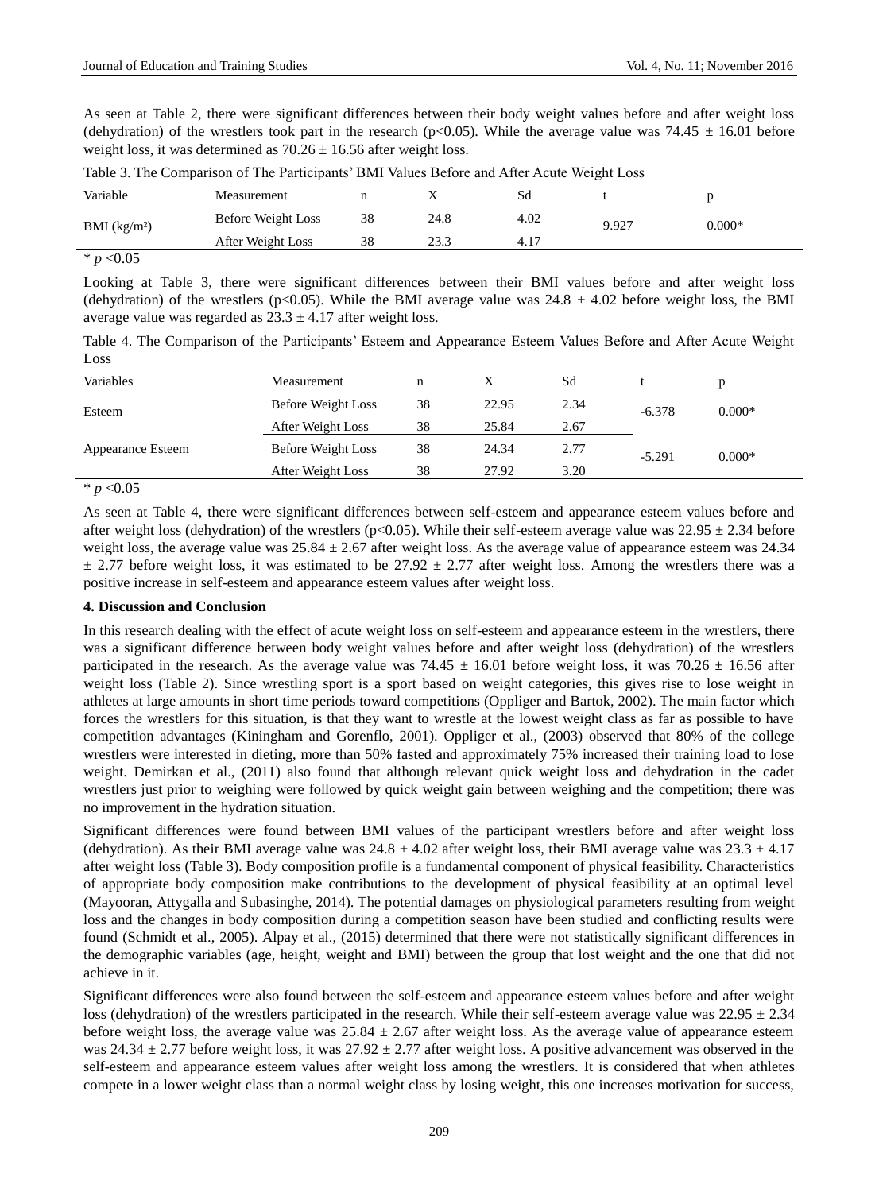As seen at Table 2, there were significant differences between their body weight values before and after weight loss (dehydration) of the wrestlers took part in the research ($p<0.05$). While the average value was 74.45 ± 16.01 before weight loss, it was determined as 70.26 ± 16.56 after weight loss.

Table 3. The Comparison of The Participants' BMI Values Before and After Acute Weight Loss

| Variable | Measurement | n | X | Sd | t | p |
|---|---|---|---|---|---|---|
| BMI (kg/m²) | Before Weight Loss | 38 | 24.8 | 4.02 | 9.927 | 0.000* |
| | After Weight Loss | 38 | 23.3 | 4.17 | | |

* $p<0.05$

Looking at Table 3, there were significant differences between their BMI values before and after weight loss (dehydration) of the wrestlers ($p<0.05$). While the BMI average value was 24.8 ± 4.02 before weight loss, the BMI average value was regarded as 23.3 ± 4.17 after weight loss.

Table 4. The Comparison of the Participants' Esteem and Appearance Esteem Values Before and After Acute Weight Loss

| Variables | Measurement | n | X | Sd | t | p |
|---|---|---|---|---|---|---|
| Esteem | Before Weight Loss | 38 | 22.95 | 2.34 | -6.378 | 0.000* |
| | After Weight Loss | 38 | 25.84 | 2.67 | | |
| Appearance Esteem | Before Weight Loss | 38 | 24.34 | 2.77 | -5.291 | 0.000* |
| | After Weight Loss | 38 | 27.92 | 3.20 | | |

* $p<0.05$

As seen at Table 4, there were significant differences between self-esteem and appearance esteem values before and after weight loss (dehydration) of the wrestlers ($p<0.05$). While their self-esteem average value was 22.95 ± 2.34 before weight loss, the average value was 25.84 ± 2.67 after weight loss. As the average value of appearance esteem was 24.34 ± 2.77 before weight loss, it was estimated to be 27.92 ± 2.77 after weight loss. Among the wrestlers there was a positive increase in self-esteem and appearance esteem values after weight loss.

**4. Discussion and Conclusion**

In this research dealing with the effect of acute weight loss on self-esteem and appearance esteem in the wrestlers, there was a significant difference between body weight values before and after weight loss (dehydration) of the wrestlers participated in the research. As the average value was 74.45 ± 16.01 before weight loss, it was 70.26 ± 16.56 after weight loss (Table 2). Since wrestling sport is a sport based on weight categories, this gives rise to lose weight in athletes at large amounts in short time periods toward competitions (Oppliger and Bartok, 2002). The main factor which forces the wrestlers for this situation, is that they want to wrestle at the lowest weight class as far as possible to have competition advantages (Kiningham and Gorenflo, 2001). Oppliger et al., (2003) observed that 80% of the college wrestlers were interested in dieting, more than 50% fasted and approximately 75% increased their training load to lose weight. Demirkan et al., (2011) also found that although relevant quick weight loss and dehydration in the cadet wrestlers just prior to weighing were followed by quick weight gain between weighing and the competition; there was no improvement in the hydration situation.

Significant differences were found between BMI values of the participant wrestlers before and after weight loss (dehydration). As their BMI average value was 24.8 ± 4.02 after weight loss, their BMI average value was 23.3 ± 4.17 after weight loss (Table 3). Body composition profile is a fundamental component of physical feasibility. Characteristics of appropriate body composition make contributions to the development of physical feasibility at an optimal level (Mayooran, Attygalla and Subasinghe, 2014). The potential damages on physiological parameters resulting from weight loss and the changes in body composition during a competition season have been studied and conflicting results were found (Schmidt et al., 2005). Alpay et al., (2015) determined that there were not statistically significant differences in the demographic variables (age, height, weight and BMI) between the group that lost weight and the one that did not achieve in it.

Significant differences were also found between the self-esteem and appearance esteem values before and after weight loss (dehydration) of the wrestlers participated in the research. While their self-esteem average value was 22.95 ± 2.34 before weight loss, the average value was 25.84 ± 2.67 after weight loss. As the average value of appearance esteem was 24.34 ± 2.77 before weight loss, it was 27.92 ± 2.77 after weight loss. A positive advancement was observed in the self-esteem and appearance esteem values after weight loss among the wrestlers. It is considered that when athletes compete in a lower weight class than a normal weight class by losing weight, this one increases motivation for success,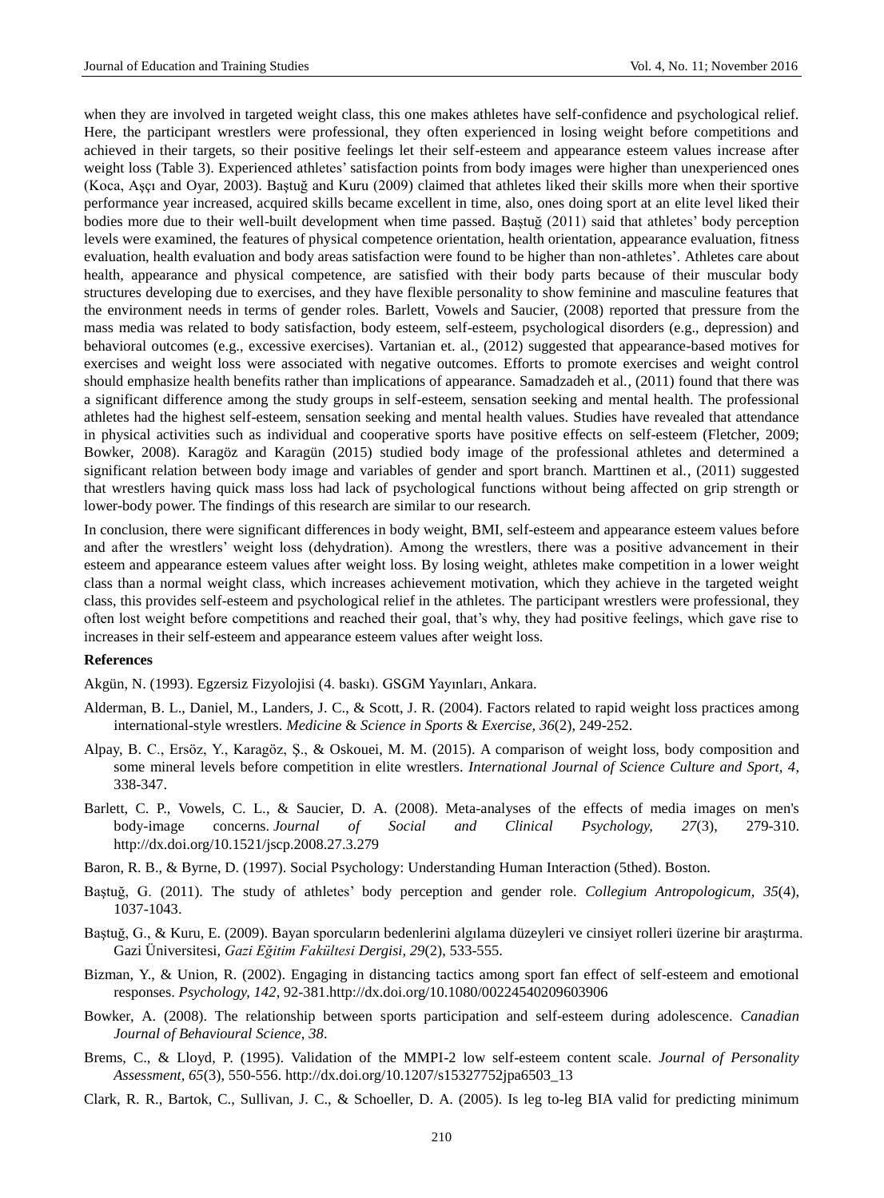when they are involved in targeted weight class, this one makes athletes have self-confidence and psychological relief. Here, the participant wrestlers were professional, they often experienced in losing weight before competitions and achieved in their targets, so their positive feelings let their self-esteem and appearance esteem values increase after weight loss (Table 3). Experienced athletes' satisfaction points from body images were higher than unexperienced ones (Koca, Aşçı and Oyar, 2003). Baştuğ and Kuru (2009) claimed that athletes liked their skills more when their sportive performance year increased, acquired skills became excellent in time, also, ones doing sport at an elite level liked their bodies more due to their well-built development when time passed. Baştuğ (2011) said that athletes' body perception levels were examined, the features of physical competence orientation, health orientation, appearance evaluation, fitness evaluation, health evaluation and body areas satisfaction were found to be higher than non-athletes'. Athletes care about health, appearance and physical competence, are satisfied with their body parts because of their muscular body structures developing due to exercises, and they have flexible personality to show feminine and masculine features that the environment needs in terms of gender roles. Barlett, Vowels and Saucier, (2008) reported that pressure from the mass media was related to body satisfaction, body esteem, self-esteem, psychological disorders (e.g., depression) and behavioral outcomes (e.g., excessive exercises). Vartanian et. al., (2012) suggested that appearance-based motives for exercises and weight loss were associated with negative outcomes. Efforts to promote exercises and weight control should emphasize health benefits rather than implications of appearance. Samadzadeh et al., (2011) found that there was a significant difference among the study groups in self-esteem, sensation seeking and mental health. The professional athletes had the highest self-esteem, sensation seeking and mental health values. Studies have revealed that attendance in physical activities such as individual and cooperative sports have positive effects on self-esteem (Fletcher, 2009; Bowker, 2008). Karagöz and Karagün (2015) studied body image of the professional athletes and determined a significant relation between body image and variables of gender and sport branch. Marttinen et al., (2011) suggested that wrestlers having quick mass loss had lack of psychological functions without being affected on grip strength or lower-body power. The findings of this research are similar to our research.

In conclusion, there were significant differences in body weight, BMI, self-esteem and appearance esteem values before and after the wrestlers' weight loss (dehydration). Among the wrestlers, there was a positive advancement in their esteem and appearance esteem values after weight loss. By losing weight, athletes make competition in a lower weight class than a normal weight class, which increases achievement motivation, which they achieve in the targeted weight class, this provides self-esteem and psychological relief in the athletes. The participant wrestlers were professional, they often lost weight before competitions and reached their goal, that's why, they had positive feelings, which gave rise to increases in their self-esteem and appearance esteem values after weight loss.

**References**

Akgün, N. (1993). Egzersiz Fizyolojisi (4. baskı). GSGM Yayınları, Ankara.

Alderman, B. L., Daniel, M., Landers, J. C., & Scott, J. R. (2004). Factors related to rapid weight loss practices among international-style wrestlers. *Medicine & Science in Sports & Exercise, 36*(2), 249-252.

Alpay, B. C., Ersöz, Y., Karagöz, Ş., & Oskouei, M. M. (2015). A comparison of weight loss, body composition and some mineral levels before competition in elite wrestlers. *International Journal of Science Culture and Sport, 4*, 338-347.

Barlett, C. P., Vowels, C. L., & Saucier, D. A. (2008). Meta-analyses of the effects of media images on men's body-image concerns. *Journal of Social and Clinical Psychology, 27*(3), 279-310. http://dx.doi.org/10.1521/jscp.2008.27.3.279

Baron, R. B., & Byrne, D. (1997). Social Psychology: Understanding Human Interaction (5thed). Boston.

Baştuğ, G. (2011). The study of athletes' body perception and gender role. *Collegium Antropologicum, 35*(4), 1037-1043.

Baştuğ, G., & Kuru, E. (2009). Bayan sporcuların bedenlerini algılama düzeyleri ve cinsiyet rolleri üzerine bir araştırma. Gazi Üniversitesi, *Gazi Eğitim Fakültesi Dergisi, 29*(2), 533-555.

Bizman, Y., & Union, R. (2002). Engaging in distancing tactics among sport fan effect of self-esteem and emotional responses. *Psychology, 142*, 92-381.http://dx.doi.org/10.1080/00224540209603906

Bowker, A. (2008). The relationship between sports participation and self-esteem during adolescence. *Canadian Journal of Behavioural Science, 38*.

Brems, C., & Lloyd, P. (1995). Validation of the MMPI-2 low self-esteem content scale. *Journal of Personality Assessment, 65*(3), 550-556. http://dx.doi.org/10.1207/s15327752jpa6503_13

Clark, R. R., Bartok, C., Sullivan, J. C., & Schoeller, D. A. (2005). Is leg to-leg BIA valid for predicting minimum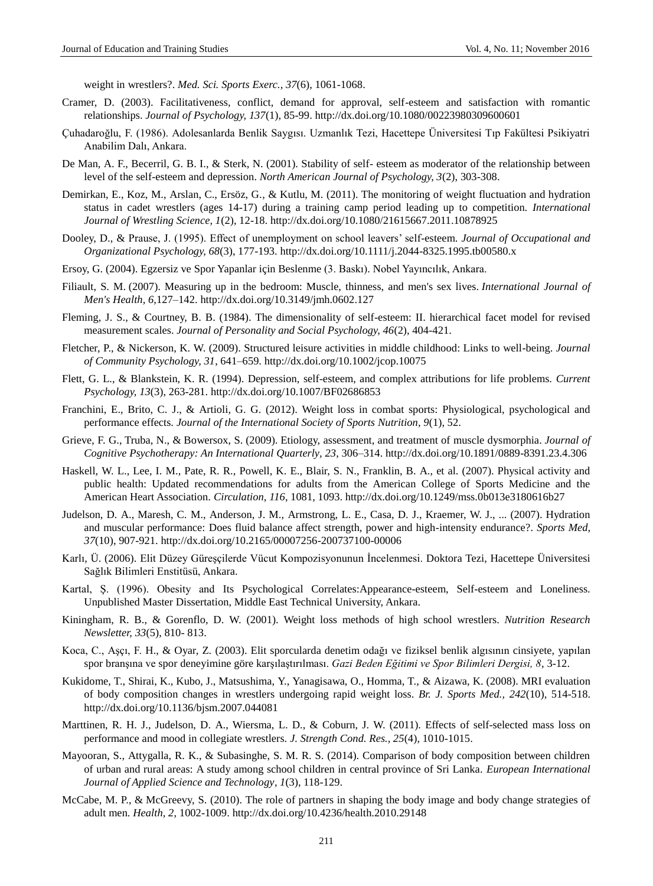weight in wrestlers?. *Med. Sci. Sports Exerc., 37*(6), 1061-1068.

Cramer, D. (2003). Facilitativeness, conflict, demand for approval, self-esteem and satisfaction with romantic relationships. *Journal of Psychology, 137*(1), 85-99. http://dx.doi.org/10.1080/00223980309600601

Çuhadaroğlu, F. (1986). Adolesanlarda Benlik Saygısı. Uzmanlık Tezi, Hacettepe Üniversitesi Tıp Fakültesi Psikiyatri Anabilim Dalı, Ankara.

De Man, A. F., Becerril, G. B. I., & Sterk, N. (2001). Stability of self- esteem as moderator of the relationship between level of the self-esteem and depression. *North American Journal of Psychology, 3*(2), 303-308.

Demirkan, E., Koz, M., Arslan, C., Ersöz, G., & Kutlu, M. (2011). The monitoring of weight fluctuation and hydration status in cadet wrestlers (ages 14-17) during a training camp period leading up to competition. *International Journal of Wrestling Science, 1*(2), 12-18. http://dx.doi.org/10.1080/21615667.2011.10878925

Dooley, D., & Prause, J. (1995). Effect of unemployment on school leavers' self-esteem. *Journal of Occupational and Organizational Psychology, 68*(3), 177-193. http://dx.doi.org/10.1111/j.2044-8325.1995.tb00580.x

Ersoy, G. (2004). Egzersiz ve Spor Yapanlar için Beslenme (3. Baskı). Nobel Yayıncılık, Ankara.

Filiault, S. M. (2007). Measuring up in the bedroom: Muscle, thinness, and men's sex lives. *International Journal of Men's Health, 6*,127–142. http://dx.doi.org/10.3149/jmh.0602.127

Fleming, J. S., & Courtney, B. B. (1984). The dimensionality of self-esteem: II. hierarchical facet model for revised measurement scales. *Journal of Personality and Social Psychology, 46*(2), 404-421.

Fletcher, P., & Nickerson, K. W. (2009). Structured leisure activities in middle childhood: Links to well-being. *Journal of Community Psychology, 31*, 641–659. http://dx.doi.org/10.1002/jcop.10075

Flett, G. L., & Blankstein, K. R. (1994). Depression, self-esteem, and complex attributions for life problems. *Current Psychology, 13*(3), 263-281. http://dx.doi.org/10.1007/BF02686853

Franchini, E., Brito, C. J., & Artioli, G. G. (2012). Weight loss in combat sports: Physiological, psychological and performance effects. *Journal of the International Society of Sports Nutrition, 9*(1), 52.

Grieve, F. G., Truba, N., & Bowersox, S. (2009). Etiology, assessment, and treatment of muscle dysmorphia. *Journal of Cognitive Psychotherapy: An International Quarterly, 23*, 306–314. http://dx.doi.org/10.1891/0889-8391.23.4.306

Haskell, W. L., Lee, I. M., Pate, R. R., Powell, K. E., Blair, S. N., Franklin, B. A., et al. (2007). Physical activity and public health: Updated recommendations for adults from the American College of Sports Medicine and the American Heart Association. *Circulation, 116*, 1081, 1093. http://dx.doi.org/10.1249/mss.0b013e3180616b27

Judelson, D. A., Maresh, C. M., Anderson, J. M., Armstrong, L. E., Casa, D. J., Kraemer, W. J., ... (2007). Hydration and muscular performance: Does fluid balance affect strength, power and high-intensity endurance?. *Sports Med, 37*(10), 907-921. http://dx.doi.org/10.2165/00007256-200737100-00006

Karlı, Ü. (2006). Elit Düzey Güreşçilerde Vücut Kompozisyonunun İncelenmesi. Doktora Tezi, Hacettepe Üniversitesi Sağlık Bilimleri Enstitüsü, Ankara.

Kartal, Ş. (1996). Obesity and Its Psychological Correlates:Appearance-esteem, Self-esteem and Loneliness. Unpublished Master Dissertation, Middle East Technical University, Ankara.

Kiningham, R. B., & Gorenflo, D. W. (2001). Weight loss methods of high school wrestlers. *Nutrition Research Newsletter, 33*(5), 810- 813.

Koca, C., Aşçı, F. H., & Oyar, Z. (2003). Elit sporcularda denetim odağı ve fiziksel benlik algısının cinsiyete, yapılan spor branşına ve spor deneyimine göre karşılaştırılması. *Gazi Beden Eğitimi ve Spor Bilimleri Dergisi, 8*, 3-12.

Kukidome, T., Shirai, K., Kubo, J., Matsushima, Y., Yanagisawa, O., Homma, T., & Aizawa, K. (2008). MRI evaluation of body composition changes in wrestlers undergoing rapid weight loss. *Br. J. Sports Med., 242*(10), 514-518. http://dx.doi.org/10.1136/bjsm.2007.044081

Marttinen, R. H. J., Judelson, D. A., Wiersma, L. D., & Coburn, J. W. (2011). Effects of self-selected mass loss on performance and mood in collegiate wrestlers. *J. Strength Cond. Res., 25*(4), 1010-1015.

Mayooran, S., Attygalla, R. K., & Subasinghe, S. M. R. S. (2014). Comparison of body composition between children of urban and rural areas: A study among school children in central province of Sri Lanka. *European International Journal of Applied Science and Technology, 1*(3), 118-129.

McCabe, M. P., & McGreevy, S. (2010). The role of partners in shaping the body image and body change strategies of adult men. *Health, 2*, 1002-1009. http://dx.doi.org/10.4236/health.2010.29148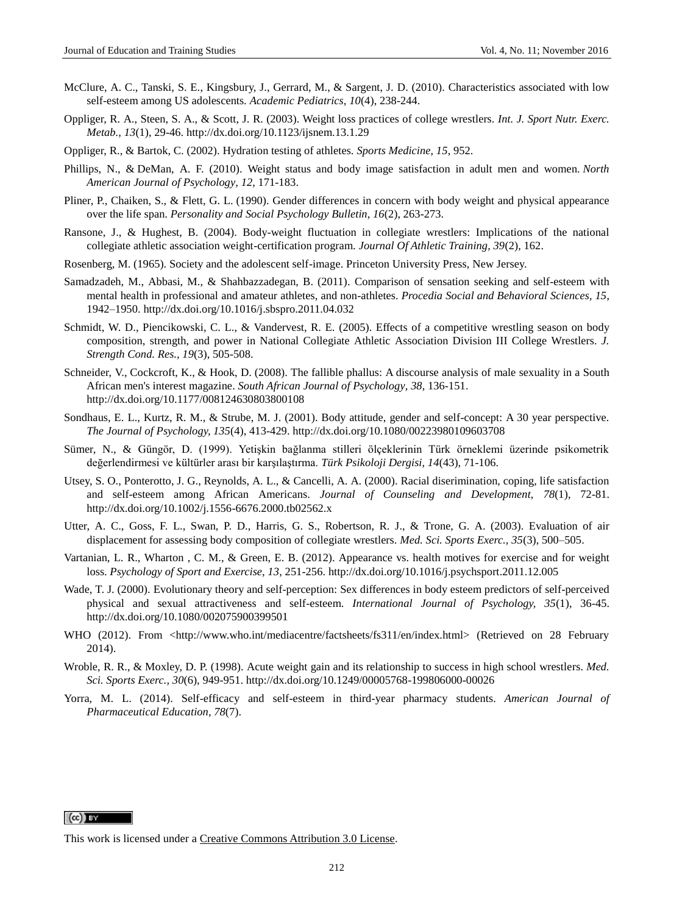McClure, A. C., Tanski, S. E., Kingsbury, J., Gerrard, M., & Sargent, J. D. (2010). Characteristics associated with low self-esteem among US adolescents. *Academic Pediatrics, 10*(4), 238-244.

Oppliger, R. A., Steen, S. A., & Scott, J. R. (2003). Weight loss practices of college wrestlers. *Int. J. Sport Nutr. Exerc. Metab., 13*(1), 29-46. http://dx.doi.org/10.1123/ijsnem.13.1.29

Oppliger, R., & Bartok, C. (2002). Hydration testing of athletes. *Sports Medicine, 15*, 952.

Phillips, N., & DeMan, A. F. (2010). Weight status and body image satisfaction in adult men and women. *North American Journal of Psychology, 12*, 171-183.

Pliner, P., Chaiken, S., & Flett, G. L. (1990). Gender differences in concern with body weight and physical appearance over the life span. *Personality and Social Psychology Bulletin, 16*(2), 263-273.

Ransone, J., & Hughest, B. (2004). Body-weight fluctuation in collegiate wrestlers: Implications of the national collegiate athletic association weight-certification program. *Journal Of Athletic Training, 39*(2), 162.

Rosenberg, M. (1965). Society and the adolescent self-image. Princeton University Press, New Jersey.

Samadzadeh, M., Abbasi, M., & Shahbazzadegan, B. (2011). Comparison of sensation seeking and self-esteem with mental health in professional and amateur athletes, and non-athletes. *Procedia Social and Behavioral Sciences, 15*, 1942–1950. http://dx.doi.org/10.1016/j.sbspro.2011.04.032

Schmidt, W. D., Piencikowski, C. L., & Vandervest, R. E. (2005). Effects of a competitive wrestling season on body composition, strength, and power in National Collegiate Athletic Association Division III College Wrestlers. *J. Strength Cond. Res., 19*(3), 505-508.

Schneider, V., Cockcroft, K., & Hook, D. (2008). The fallible phallus: A discourse analysis of male sexuality in a South African men's interest magazine. *South African Journal of Psychology, 38*, 136-151. http://dx.doi.org/10.1177/008124630803800108

Sondhaus, E. L., Kurtz, R. M., & Strube, M. J. (2001). Body attitude, gender and self-concept: A 30 year perspective. *The Journal of Psychology, 135*(4), 413-429. http://dx.doi.org/10.1080/00223980109603708

Sümer, N., & Güngör, D. (1999). Yetişkin bağlanma stilleri ölçeklerinin Türk örneklemi üzerinde psikometrik değerlendirmesi ve kültürler arası bir karşılaştırma. *Türk Psikoloji Dergisi, 14*(43), 71-106.

Utsey, S. O., Ponterotto, J. G., Reynolds, A. L., & Cancelli, A. A. (2000). Racial diserimination, coping, life satisfaction and self-esteem among African Americans. *Journal of Counseling and Development, 78*(1), 72-81. http://dx.doi.org/10.1002/j.1556-6676.2000.tb02562.x

Utter, A. C., Goss, F. L., Swan, P. D., Harris, G. S., Robertson, R. J., & Trone, G. A. (2003). Evaluation of air displacement for assessing body composition of collegiate wrestlers. *Med. Sci. Sports Exerc., 35*(3), 500–505.

Vartanian, L. R., Wharton , C. M., & Green, E. B. (2012). Appearance vs. health motives for exercise and for weight loss. *Psychology of Sport and Exercise, 13*, 251-256. http://dx.doi.org/10.1016/j.psychsport.2011.12.005

Wade, T. J. (2000). Evolutionary theory and self-perception: Sex differences in body esteem predictors of self-perceived physical and sexual attractiveness and self-esteem. *International Journal of Psychology, 35*(1), 36-45. http://dx.doi.org/10.1080/002075900399501

WHO (2012). From <http://www.who.int/mediacentre/factsheets/fs311/en/index.html> (Retrieved on 28 February 2014).

Wroble, R. R., & Moxley, D. P. (1998). Acute weight gain and its relationship to success in high school wrestlers. *Med. Sci. Sports Exerc., 30*(6), 949-951. http://dx.doi.org/10.1249/00005768-199806000-00026

Yorra, M. L. (2014). Self-efficacy and self-esteem in third-year pharmacy students. *American Journal of Pharmaceutical Education, 78*(7).

This work is licensed under a Creative Commons Attribution 3.0 License.